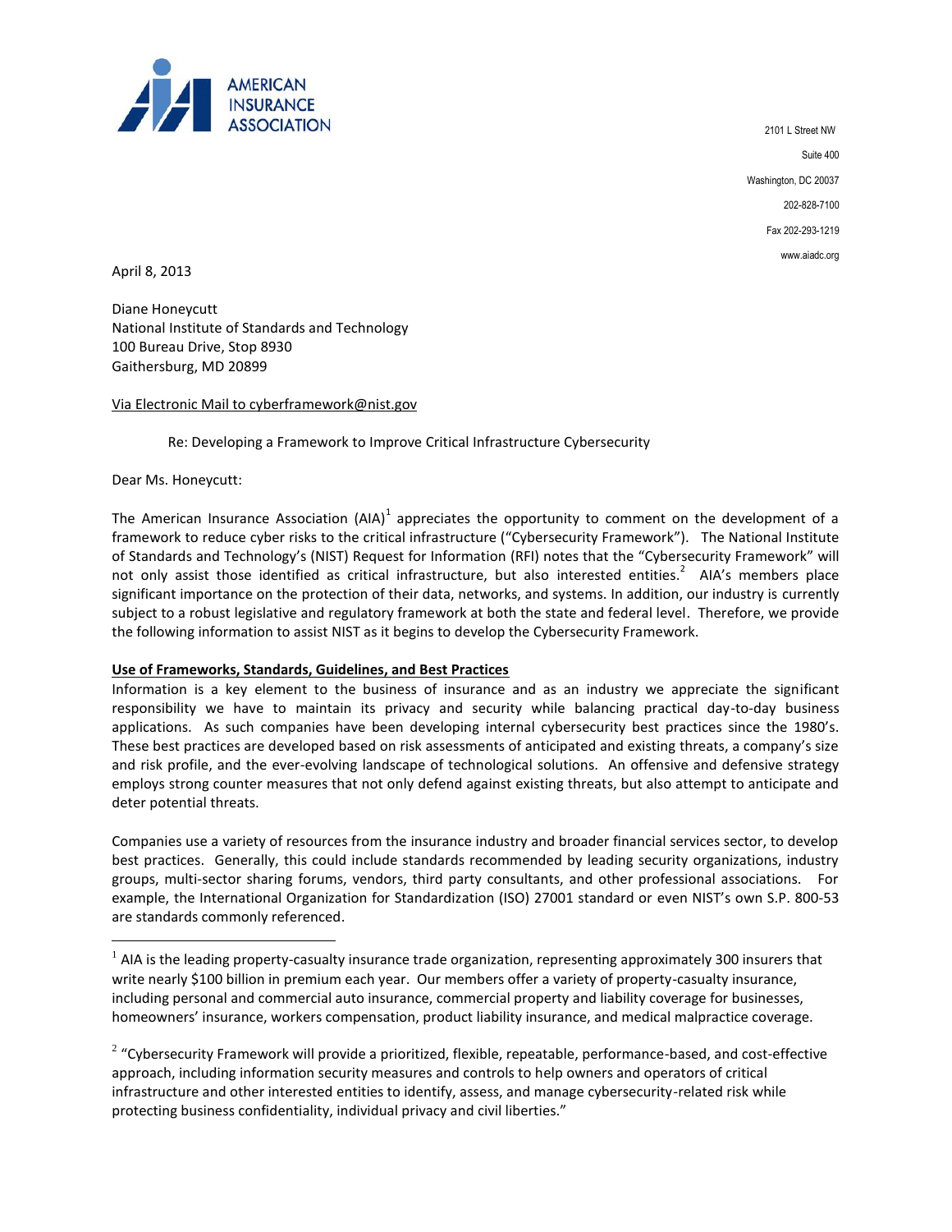AMERICAN INSURANCE ASSOCIATION

2101 L Street NW
Suite 400
Washington, DC 20037
202-828-7100
Fax 202-293-1219
www.aiadc.org

April 8, 2013

Diane Honeycutt
National Institute of Standards and Technology
100 Bureau Drive, Stop 8930
Gaithersburg, MD 20899

Via Electronic Mail to cyberframework@nist.gov

Re: Developing a Framework to Improve Critical Infrastructure Cybersecurity

Dear Ms. Honeycutt:

The American Insurance Association (AIA)[1] appreciates the opportunity to comment on the development of a framework to reduce cyber risks to the critical infrastructure ("Cybersecurity Framework"). The National Institute of Standards and Technology's (NIST) Request for Information (RFI) notes that the "Cybersecurity Framework" will not only assist those identified as critical infrastructure, but also interested entities.[2] AIA's members place significant importance on the protection of their data, networks, and systems. In addition, our industry is currently subject to a robust legislative and regulatory framework at both the state and federal level. Therefore, we provide the following information to assist NIST as it begins to develop the Cybersecurity Framework.

**Use of Frameworks, Standards, Guidelines, and Best Practices**

Information is a key element to the business of insurance and as an industry we appreciate the significant responsibility we have to maintain its privacy and security while balancing practical day-to-day business applications. As such companies have been developing internal cybersecurity best practices since the 1980's. These best practices are developed based on risk assessments of anticipated and existing threats, a company's size and risk profile, and the ever-evolving landscape of technological solutions. An offensive and defensive strategy employs strong counter measures that not only defend against existing threats, but also attempt to anticipate and deter potential threats.

Companies use a variety of resources from the insurance industry and broader financial services sector, to develop best practices. Generally, this could include standards recommended by leading security organizations, industry groups, multi-sector sharing forums, vendors, third party consultants, and other professional associations. For example, the International Organization for Standardization (ISO) 27001 standard or even NIST's own S.P. 800-53 are standards commonly referenced.

---

[1] AIA is the leading property-casualty insurance trade organization, representing approximately 300 insurers that write nearly $100 billion in premium each year. Our members offer a variety of property-casualty insurance, including personal and commercial auto insurance, commercial property and liability coverage for businesses, homeowners' insurance, workers compensation, product liability insurance, and medical malpractice coverage.

[2] "Cybersecurity Framework will provide a prioritized, flexible, repeatable, performance-based, and cost-effective approach, including information security measures and controls to help owners and operators of critical infrastructure and other interested entities to identify, assess, and manage cybersecurity-related risk while protecting business confidentiality, individual privacy and civil liberties."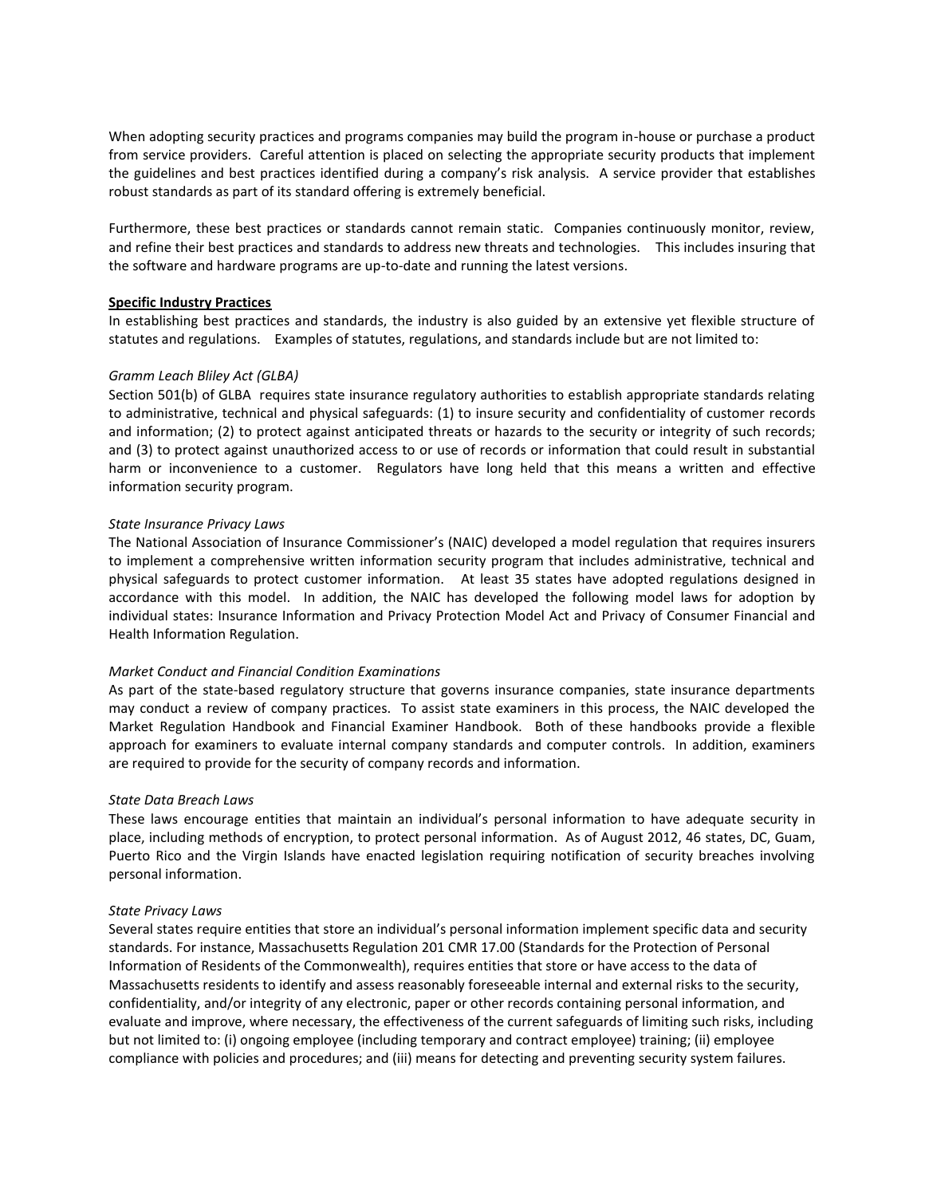When adopting security practices and programs companies may build the program in-house or purchase a product from service providers. Careful attention is placed on selecting the appropriate security products that implement the guidelines and best practices identified during a company's risk analysis. A service provider that establishes robust standards as part of its standard offering is extremely beneficial.

Furthermore, these best practices or standards cannot remain static. Companies continuously monitor, review, and refine their best practices and standards to address new threats and technologies. This includes insuring that the software and hardware programs are up-to-date and running the latest versions.

**Specific Industry Practices**

In establishing best practices and standards, the industry is also guided by an extensive yet flexible structure of statutes and regulations. Examples of statutes, regulations, and standards include but are not limited to:

*Gramm Leach Bliley Act (GLBA)*

Section 501(b) of GLBA requires state insurance regulatory authorities to establish appropriate standards relating to administrative, technical and physical safeguards: (1) to insure security and confidentiality of customer records and information; (2) to protect against anticipated threats or hazards to the security or integrity of such records; and (3) to protect against unauthorized access to or use of records or information that could result in substantial harm or inconvenience to a customer. Regulators have long held that this means a written and effective information security program.

*State Insurance Privacy Laws*

The National Association of Insurance Commissioner's (NAIC) developed a model regulation that requires insurers to implement a comprehensive written information security program that includes administrative, technical and physical safeguards to protect customer information. At least 35 states have adopted regulations designed in accordance with this model. In addition, the NAIC has developed the following model laws for adoption by individual states: Insurance Information and Privacy Protection Model Act and Privacy of Consumer Financial and Health Information Regulation.

*Market Conduct and Financial Condition Examinations*

As part of the state-based regulatory structure that governs insurance companies, state insurance departments may conduct a review of company practices. To assist state examiners in this process, the NAIC developed the Market Regulation Handbook and Financial Examiner Handbook. Both of these handbooks provide a flexible approach for examiners to evaluate internal company standards and computer controls. In addition, examiners are required to provide for the security of company records and information.

*State Data Breach Laws*

These laws encourage entities that maintain an individual's personal information to have adequate security in place, including methods of encryption, to protect personal information. As of August 2012, 46 states, DC, Guam, Puerto Rico and the Virgin Islands have enacted legislation requiring notification of security breaches involving personal information.

*State Privacy Laws*

Several states require entities that store an individual's personal information implement specific data and security standards. For instance, Massachusetts Regulation 201 CMR 17.00 (Standards for the Protection of Personal Information of Residents of the Commonwealth), requires entities that store or have access to the data of Massachusetts residents to identify and assess reasonably foreseeable internal and external risks to the security, confidentiality, and/or integrity of any electronic, paper or other records containing personal information, and evaluate and improve, where necessary, the effectiveness of the current safeguards of limiting such risks, including but not limited to: (i) ongoing employee (including temporary and contract employee) training; (ii) employee compliance with policies and procedures; and (iii) means for detecting and preventing security system failures.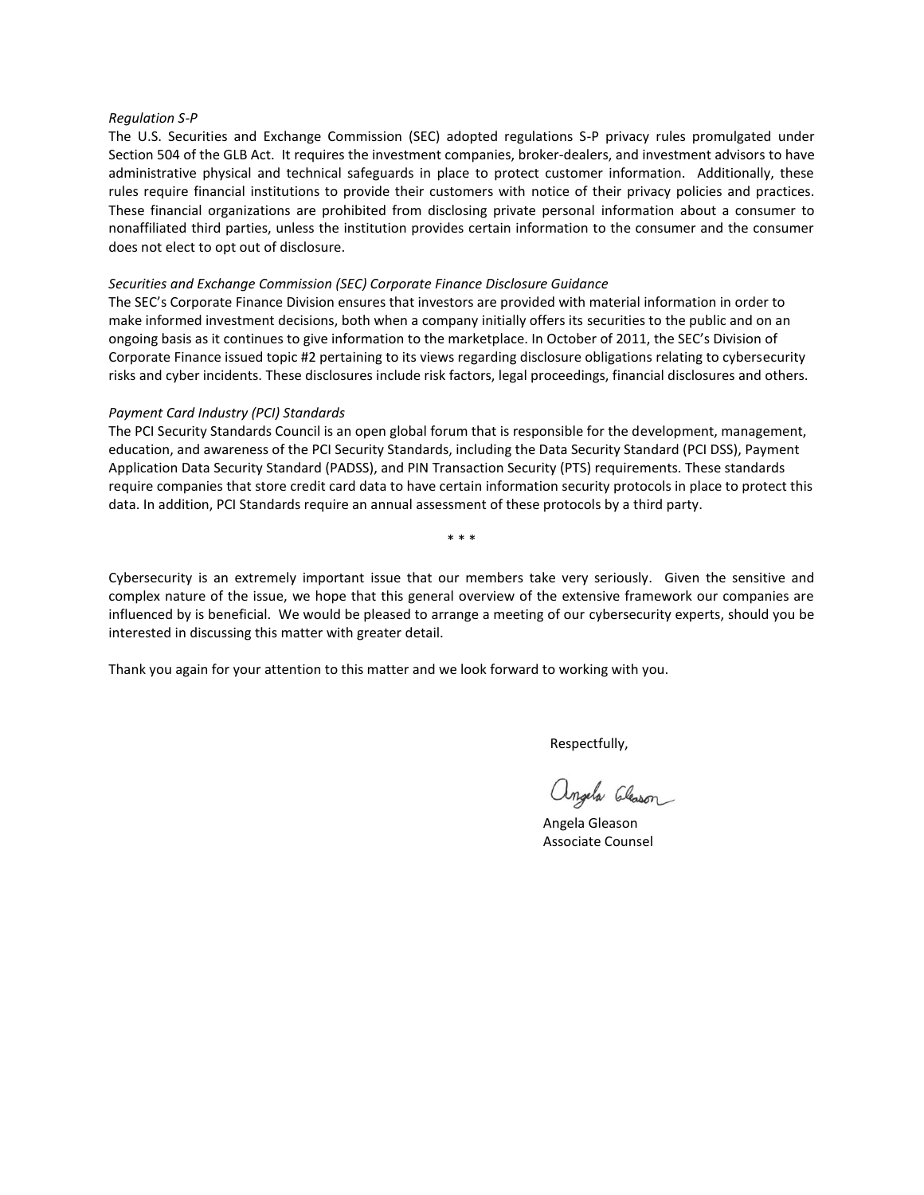*Regulation S-P*

The U.S. Securities and Exchange Commission (SEC) adopted regulations S-P privacy rules promulgated under Section 504 of the GLB Act. It requires the investment companies, broker-dealers, and investment advisors to have administrative physical and technical safeguards in place to protect customer information. Additionally, these rules require financial institutions to provide their customers with notice of their privacy policies and practices. These financial organizations are prohibited from disclosing private personal information about a consumer to nonaffiliated third parties, unless the institution provides certain information to the consumer and the consumer does not elect to opt out of disclosure.

*Securities and Exchange Commission (SEC) Corporate Finance Disclosure Guidance*

The SEC's Corporate Finance Division ensures that investors are provided with material information in order to make informed investment decisions, both when a company initially offers its securities to the public and on an ongoing basis as it continues to give information to the marketplace. In October of 2011, the SEC's Division of Corporate Finance issued topic #2 pertaining to its views regarding disclosure obligations relating to cybersecurity risks and cyber incidents. These disclosures include risk factors, legal proceedings, financial disclosures and others.

*Payment Card Industry (PCI) Standards*

The PCI Security Standards Council is an open global forum that is responsible for the development, management, education, and awareness of the PCI Security Standards, including the Data Security Standard (PCI DSS), Payment Application Data Security Standard (PADSS), and PIN Transaction Security (PTS) requirements. These standards require companies that store credit card data to have certain information security protocols in place to protect this data. In addition, PCI Standards require an annual assessment of these protocols by a third party.

\* \* \*

Cybersecurity is an extremely important issue that our members take very seriously. Given the sensitive and complex nature of the issue, we hope that this general overview of the extensive framework our companies are influenced by is beneficial. We would be pleased to arrange a meeting of our cybersecurity experts, should you be interested in discussing this matter with greater detail.

Thank you again for your attention to this matter and we look forward to working with you.

Respectfully,

Angela Gleason

Angela Gleason
Associate Counsel